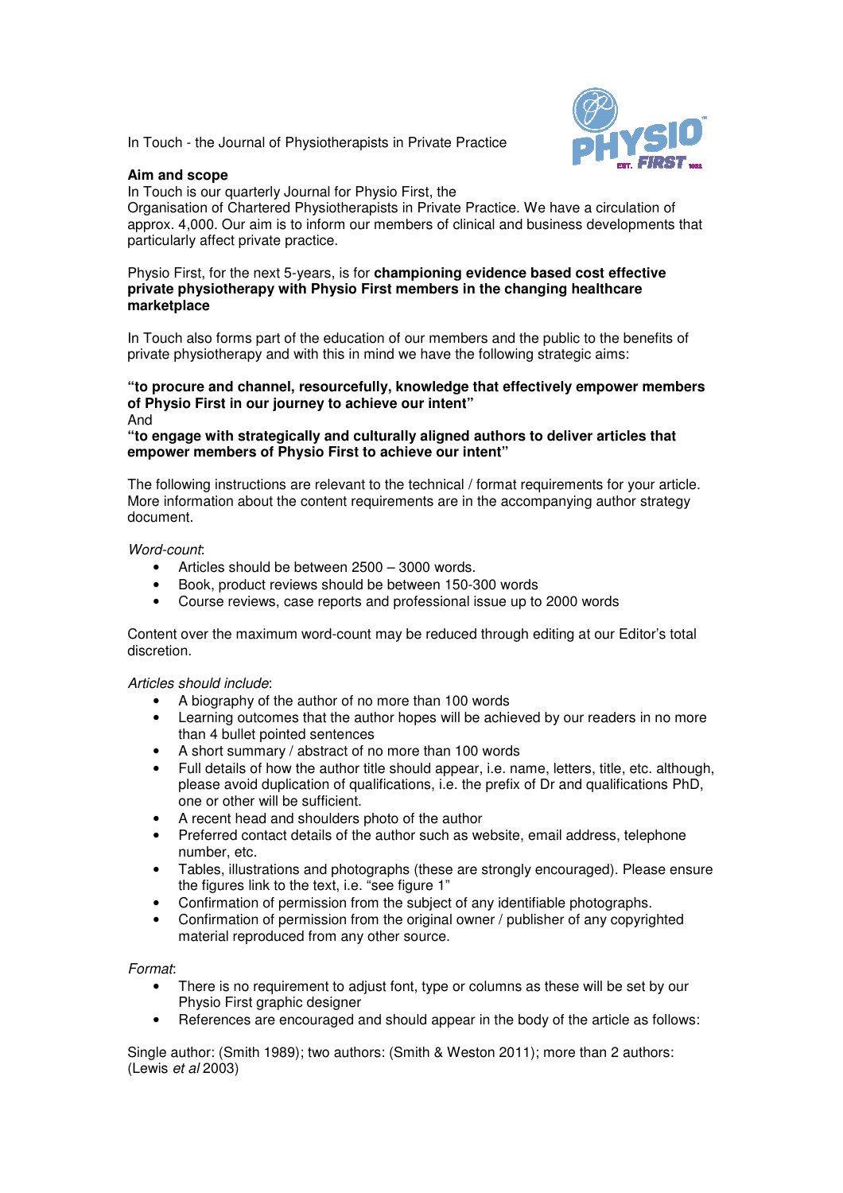In Touch - the Journal of Physiotherapists in Private Practice

**Aim and scope**

In Touch is our quarterly Journal for Physio First, the Organisation of Chartered Physiotherapists in Private Practice. We have a circulation of approx. 4,000. Our aim is to inform our members of clinical and business developments that particularly affect private practice.

Physio First, for the next 5-years, is for **championing evidence based cost effective private physiotherapy with Physio First members in the changing healthcare marketplace**

In Touch also forms part of the education of our members and the public to the benefits of private physiotherapy and with this in mind we have the following strategic aims:

**"to procure and channel, resourcefully, knowledge that effectively empower members of Physio First in our journey to achieve our intent"**

And

**"to engage with strategically and culturally aligned authors to deliver articles that empower members of Physio First to achieve our intent"**

The following instructions are relevant to the technical / format requirements for your article. More information about the content requirements are in the accompanying author strategy document.

*Word-count*:

- Articles should be between 2500 – 3000 words.
- Book, product reviews should be between 150-300 words
- Course reviews, case reports and professional issue up to 2000 words

Content over the maximum word-count may be reduced through editing at our Editor's total discretion.

*Articles should include*:

- A biography of the author of no more than 100 words
- Learning outcomes that the author hopes will be achieved by our readers in no more than 4 bullet pointed sentences
- A short summary / abstract of no more than 100 words
- Full details of how the author title should appear, i.e. name, letters, title, etc. although, please avoid duplication of qualifications, i.e. the prefix of Dr and qualifications PhD, one or other will be sufficient.
- A recent head and shoulders photo of the author
- Preferred contact details of the author such as website, email address, telephone number, etc.
- Tables, illustrations and photographs (these are strongly encouraged). Please ensure the figures link to the text, i.e. "see figure 1"
- Confirmation of permission from the subject of any identifiable photographs.
- Confirmation of permission from the original owner / publisher of any copyrighted material reproduced from any other source.

*Format*:

- There is no requirement to adjust font, type or columns as these will be set by our Physio First graphic designer
- References are encouraged and should appear in the body of the article as follows:

Single author: (Smith 1989); two authors: (Smith & Weston 2011); more than 2 authors: (Lewis *et al* 2003)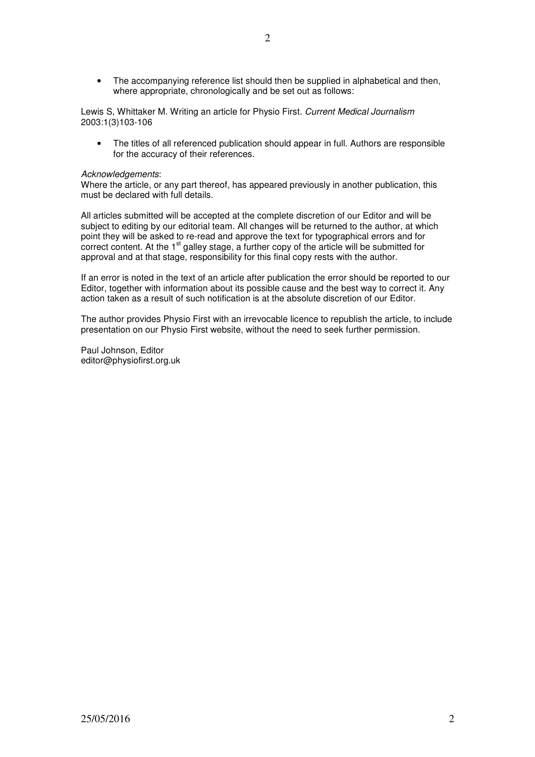- The accompanying reference list should then be supplied in alphabetical and then, where appropriate, chronologically and be set out as follows:

Lewis S, Whittaker M. Writing an article for Physio First. *Current Medical Journalism* 2003:1(3)103-106

- The titles of all referenced publication should appear in full. Authors are responsible for the accuracy of their references.

*Acknowledgements*:
Where the article, or any part thereof, has appeared previously in another publication, this must be declared with full details.

All articles submitted will be accepted at the complete discretion of our Editor and will be subject to editing by our editorial team. All changes will be returned to the author, at which point they will be asked to re-read and approve the text for typographical errors and for correct content. At the 1st galley stage, a further copy of the article will be submitted for approval and at that stage, responsibility for this final copy rests with the author.

If an error is noted in the text of an article after publication the error should be reported to our Editor, together with information about its possible cause and the best way to correct it. Any action taken as a result of such notification is at the absolute discretion of our Editor.

The author provides Physio First with an irrevocable licence to republish the article, to include presentation on our Physio First website, without the need to seek further permission.

Paul Johnson, Editor
editor@physiofirst.org.uk